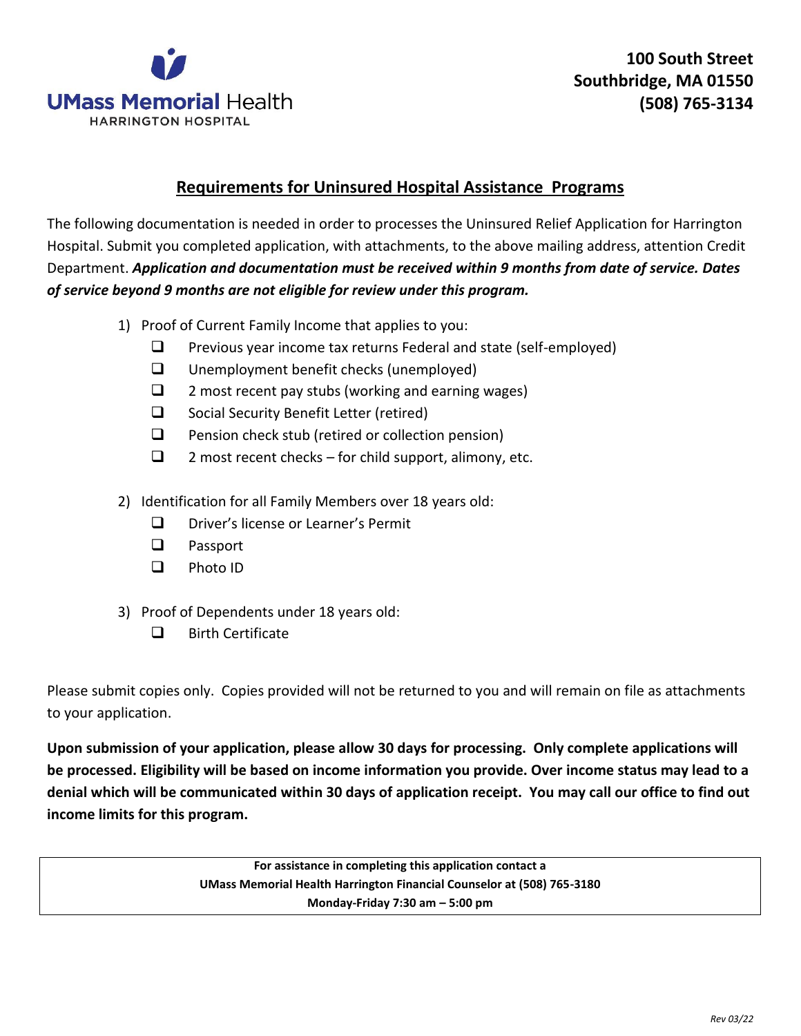UMass Memorial Health
HARRINGTON HOSPITAL

**100 South Street**
**Southbridge, MA 01550**
**(508) 765-3134**

## Requirements for Uninsured Hospital Assistance Programs

The following documentation is needed in order to processes the Uninsured Relief Application for Harrington Hospital. Submit you completed application, with attachments, to the above mailing address, attention Credit Department. ***Application and documentation must be received within 9 months from date of service. Dates of service beyond 9 months are not eligible for review under this program.***

1) Proof of Current Family Income that applies to you:
   - ☐ Previous year income tax returns Federal and state (self-employed)
   - ☐ Unemployment benefit checks (unemployed)
   - ☐ 2 most recent pay stubs (working and earning wages)
   - ☐ Social Security Benefit Letter (retired)
   - ☐ Pension check stub (retired or collection pension)
   - ☐ 2 most recent checks – for child support, alimony, etc.

2) Identification for all Family Members over 18 years old:
   - ☐ Driver's license or Learner's Permit
   - ☐ Passport
   - ☐ Photo ID

3) Proof of Dependents under 18 years old:
   - ☐ Birth Certificate

Please submit copies only. Copies provided will not be returned to you and will remain on file as attachments to your application.

**Upon submission of your application, please allow 30 days for processing. Only complete applications will be processed. Eligibility will be based on income information you provide. Over income status may lead to a denial which will be communicated within 30 days of application receipt. You may call our office to find out income limits for this program.**

**For assistance in completing this application contact a**
**UMass Memorial Health Harrington Financial Counselor at (508) 765-3180**
**Monday-Friday 7:30 am – 5:00 pm**

*Rev 03/22*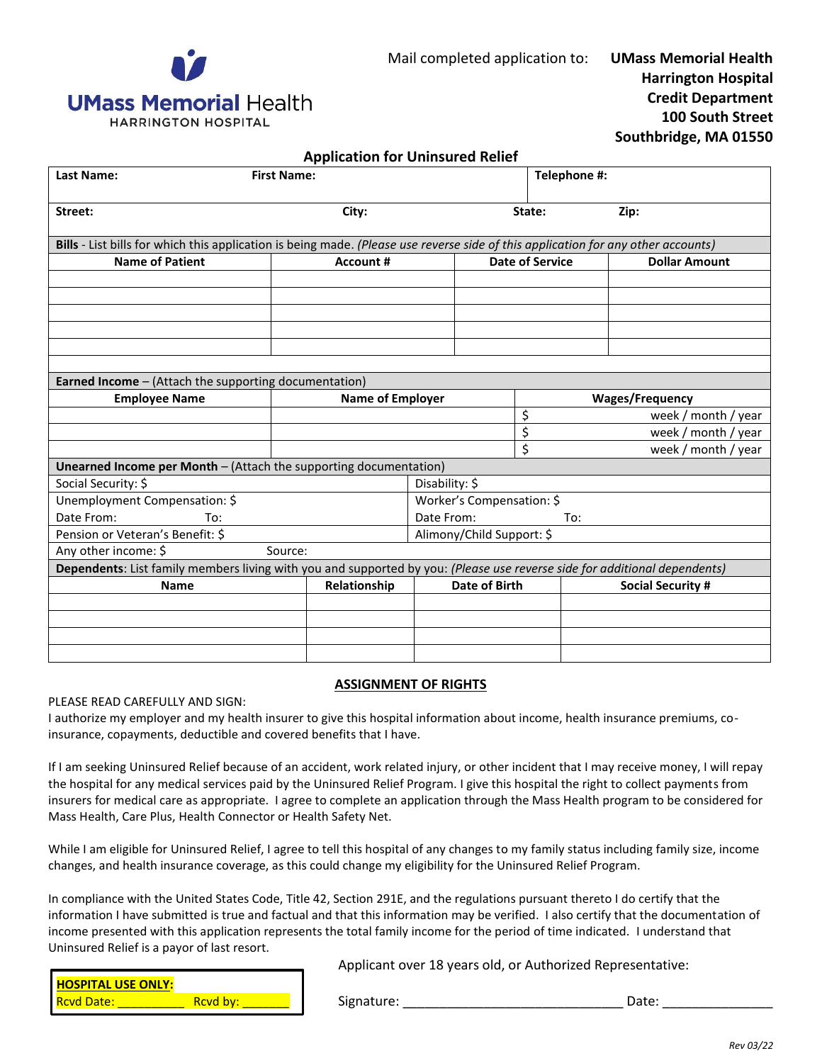UMass Memorial Health
HARRINGTON HOSPITAL

Mail completed application to: **UMass Memorial Health Harrington Hospital Credit Department 100 South Street Southbridge, MA 01550**

## Application for Uninsured Relief

| | | | |
|---|---|---|---|
| **Last Name:** | **First Name:** | | **Telephone #:** |
| **Street:** | **City:** | **State:** | **Zip:** |

**Bills** - List bills for which this application is being made. *(Please use reverse side of this application for any other accounts)*

| Name of Patient | Account # | Date of Service | Dollar Amount |
|---|---|---|---|
| | | | |
| | | | |
| | | | |
| | | | |
| | | | |

**Earned Income** – (Attach the supporting documentation)

| Employee Name | Name of Employer | Wages/Frequency |
|---|---|---|
| | | $ week / month / year |
| | | $ week / month / year |
| | | $ week / month / year |

**Unearned Income per Month** – (Attach the supporting documentation)

| | |
|---|---|
| Social Security: $ | Disability: $ |
| Unemployment Compensation: $ | Worker's Compensation: $ |
| Date From: To: | Date From: To: |
| Pension or Veteran's Benefit: $ | Alimony/Child Support: $ |
| Any other income: $ Source: | |

**Dependents**: List family members living with you and supported by you: *(Please use reverse side for additional dependents)*

| Name | Relationship | Date of Birth | Social Security # |
|---|---|---|---|
| | | | |
| | | | |
| | | | |
| | | | |

### ASSIGNMENT OF RIGHTS

PLEASE READ CAREFULLY AND SIGN:

I authorize my employer and my health insurer to give this hospital information about income, health insurance premiums, co-insurance, copayments, deductible and covered benefits that I have.

If I am seeking Uninsured Relief because of an accident, work related injury, or other incident that I may receive money, I will repay the hospital for any medical services paid by the Uninsured Relief Program. I give this hospital the right to collect payments from insurers for medical care as appropriate. I agree to complete an application through the Mass Health program to be considered for Mass Health, Care Plus, Health Connector or Health Safety Net.

While I am eligible for Uninsured Relief, I agree to tell this hospital of any changes to my family status including family size, income changes, and health insurance coverage, as this could change my eligibility for the Uninsured Relief Program.

In compliance with the United States Code, Title 42, Section 291E, and the regulations pursuant thereto I do certify that the information I have submitted is true and factual and that this information may be verified. I also certify that the documentation of income presented with this application represents the total family income for the period of time indicated. I understand that Uninsured Relief is a payor of last resort.

**HOSPITAL USE ONLY:**
Rcvd Date: __________ Rcvd by: _______

Applicant over 18 years old, or Authorized Representative:

Signature: ____________________________ Date: ______________

Rev 03/22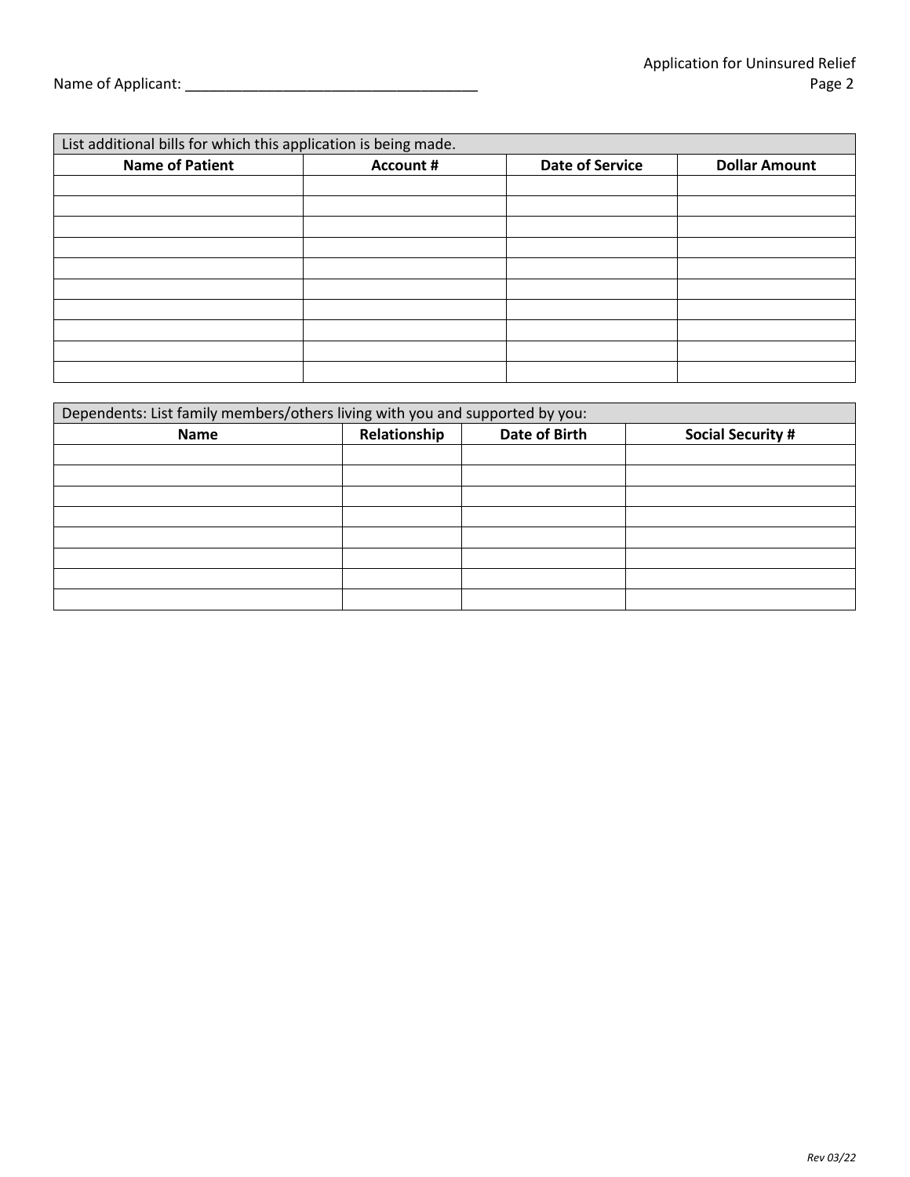Name of Applicant: ____________________________________

Application for Uninsured Relief

| List additional bills for which this application is being made. | | | |
|---|---|---|---|
| **Name of Patient** | **Account #** | **Date of Service** | **Dollar Amount** |
| | | | |
| | | | |
| | | | |
| | | | |
| | | | |
| | | | |
| | | | |
| | | | |
| | | | |
| | | | |

| Dependents: List family members/others living with you and supported by you: | | | |
|---|---|---|---|
| **Name** | **Relationship** | **Date of Birth** | **Social Security #** |
| | | | |
| | | | |
| | | | |
| | | | |
| | | | |
| | | | |
| | | | |
| | | | |

*Rev 03/22*